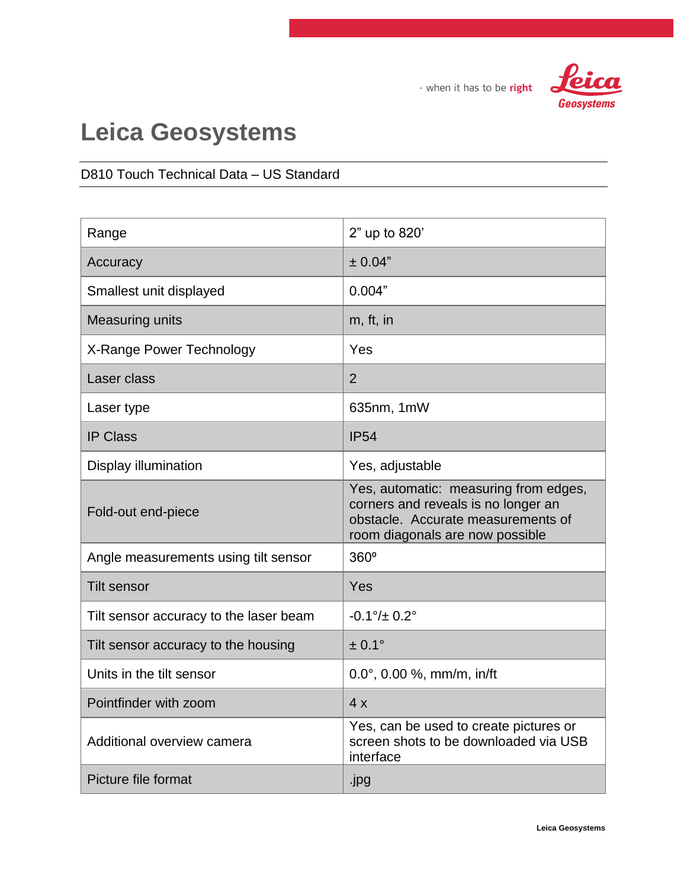- when it has to be **right**

# Leica Geosystems

D810 Touch Technical Data – US Standard

| | |
|---|---|
| Range | 2” up to 820’ |
| Accuracy | ± 0.04” |
| Smallest unit displayed | 0.004” |
| Measuring units | m, ft, in |
| X-Range Power Technology | Yes |
| Laser class | 2 |
| Laser type | 635nm, 1mW |
| IP Class | IP54 |
| Display illumination | Yes, adjustable |
| Fold-out end-piece | Yes, automatic: measuring from edges, corners and reveals is no longer an obstacle. Accurate measurements of room diagonals are now possible |
| Angle measurements using tilt sensor | 360º |
| Tilt sensor | Yes |
| Tilt sensor accuracy to the laser beam | -0.1°/± 0.2° |
| Tilt sensor accuracy to the housing | ± 0.1° |
| Units in the tilt sensor | 0.0°, 0.00 %, mm/m, in/ft |
| Pointfinder with zoom | 4 x |
| Additional overview camera | Yes, can be used to create pictures or screen shots to be downloaded via USB interface |
| Picture file format | .jpg |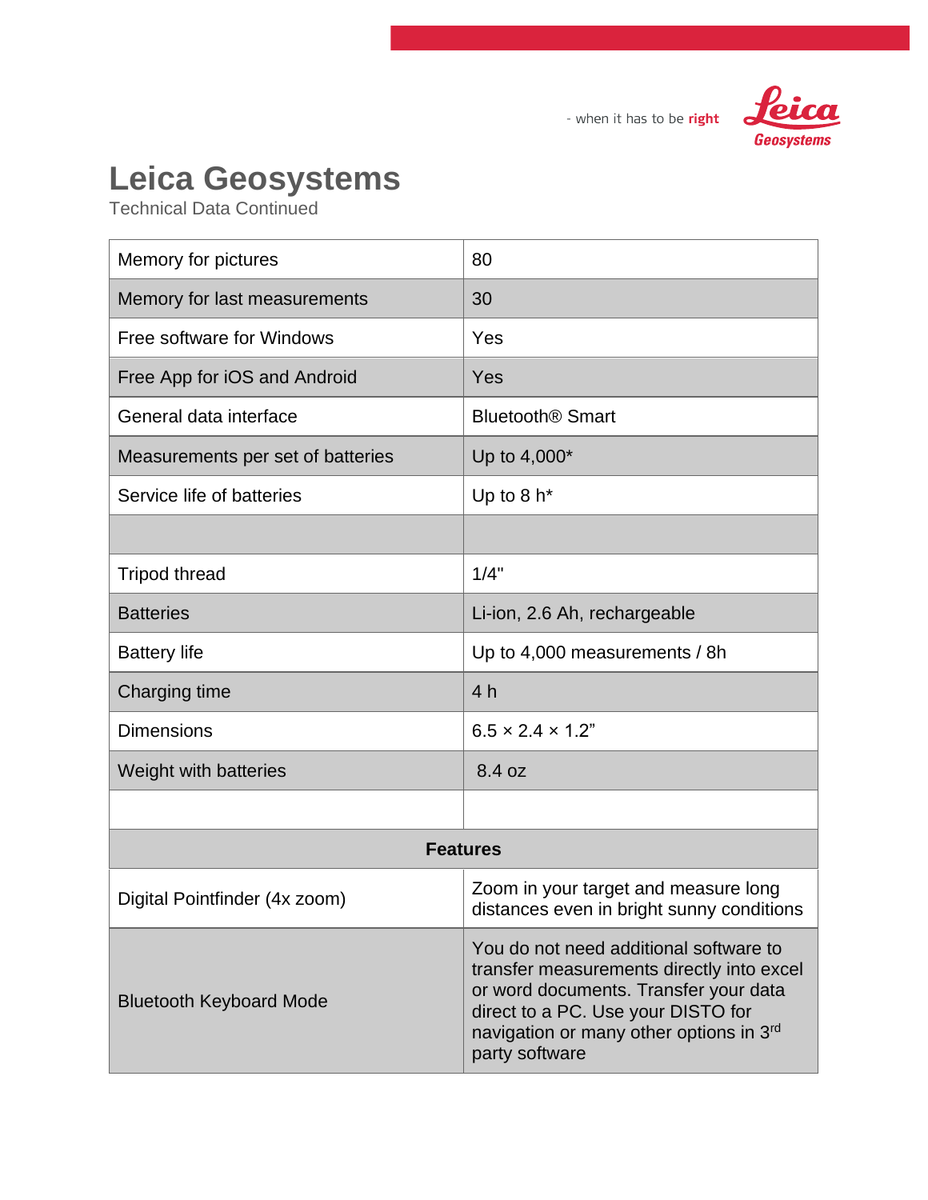# Leica Geosystems

Technical Data Continued

| | |
|---|---|
| Memory for pictures | 80 |
| Memory for last measurements | 30 |
| Free software for Windows | Yes |
| Free App for iOS and Android | Yes |
| General data interface | Bluetooth® Smart |
| Measurements per set of batteries | Up to 4,000* |
| Service life of batteries | Up to 8 h* |
| | |
| Tripod thread | 1/4" |
| Batteries | Li-ion, 2.6 Ah, rechargeable |
| Battery life | Up to 4,000 measurements / 8h |
| Charging time | 4 h |
| Dimensions | 6.5 × 2.4 × 1.2” |
| Weight with batteries | 8.4 oz |
| | |
| **Features** | |
| Digital Pointfinder (4x zoom) | Zoom in your target and measure long distances even in bright sunny conditions |
| Bluetooth Keyboard Mode | You do not need additional software to transfer measurements directly into excel or word documents. Transfer your data direct to a PC. Use your DISTO for navigation or many other options in 3rd party software |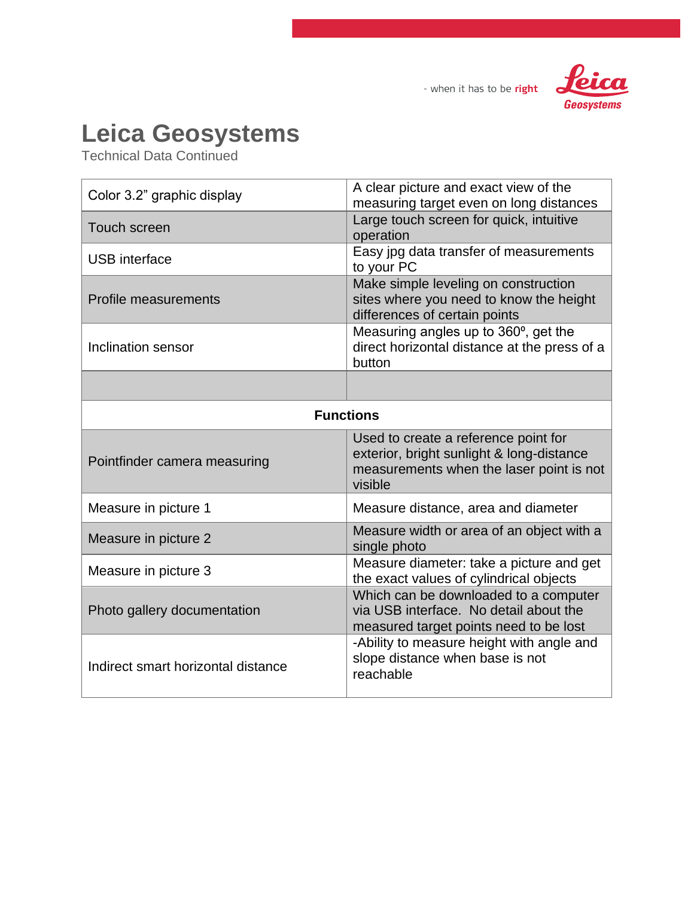# Leica Geosystems

Technical Data Continued

| | |
|---|---|
| Color 3.2" graphic display | A clear picture and exact view of the measuring target even on long distances |
| Touch screen | Large touch screen for quick, intuitive operation |
| USB interface | Easy jpg data transfer of measurements to your PC |
| Profile measurements | Make simple leveling on construction sites where you need to know the height differences of certain points |
| Inclination sensor | Measuring angles up to 360º, get the direct horizontal distance at the press of a button |
| | |
| **Functions** | |
| Pointfinder camera measuring | Used to create a reference point for exterior, bright sunlight & long-distance measurements when the laser point is not visible |
| Measure in picture 1 | Measure distance, area and diameter |
| Measure in picture 2 | Measure width or area of an object with a single photo |
| Measure in picture 3 | Measure diameter: take a picture and get the exact values of cylindrical objects |
| Photo gallery documentation | Which can be downloaded to a computer via USB interface. No detail about the measured target points need to be lost |
| Indirect smart horizontal distance | -Ability to measure height with angle and slope distance when base is not reachable |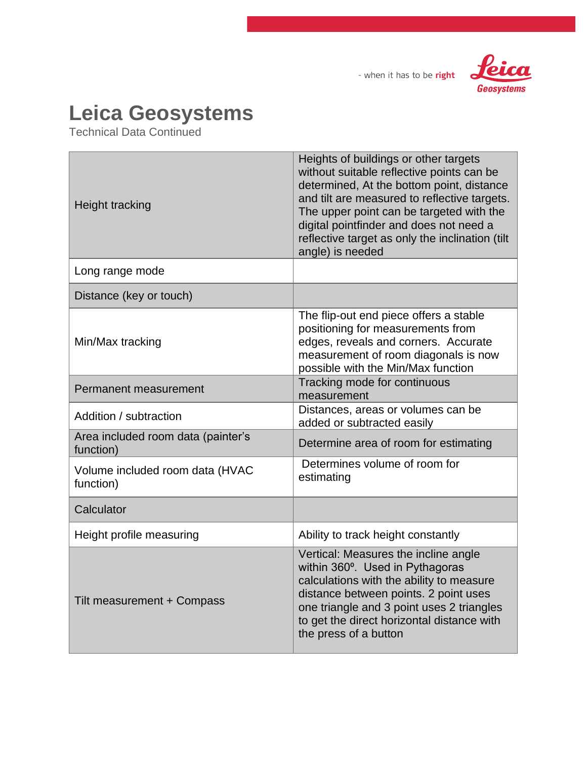# Leica Geosystems

Technical Data Continued

| | |
|---|---|
| Height tracking | Heights of buildings or other targets without suitable reflective points can be determined, At the bottom point, distance and tilt are measured to reflective targets. The upper point can be targeted with the digital pointfinder and does not need a reflective target as only the inclination (tilt angle) is needed |
| Long range mode | |
| Distance (key or touch) | |
| Min/Max tracking | The flip-out end piece offers a stable positioning for measurements from edges, reveals and corners. Accurate measurement of room diagonals is now possible with the Min/Max function |
| Permanent measurement | Tracking mode for continuous measurement |
| Addition / subtraction | Distances, areas or volumes can be added or subtracted easily |
| Area included room data (painter's function) | Determine area of room for estimating |
| Volume included room data (HVAC function) | Determines volume of room for estimating |
| Calculator | |
| Height profile measuring | Ability to track height constantly |
| Tilt measurement + Compass | Vertical: Measures the incline angle within 360º. Used in Pythagoras calculations with the ability to measure distance between points. 2 point uses one triangle and 3 point uses 2 triangles to get the direct horizontal distance with the press of a button |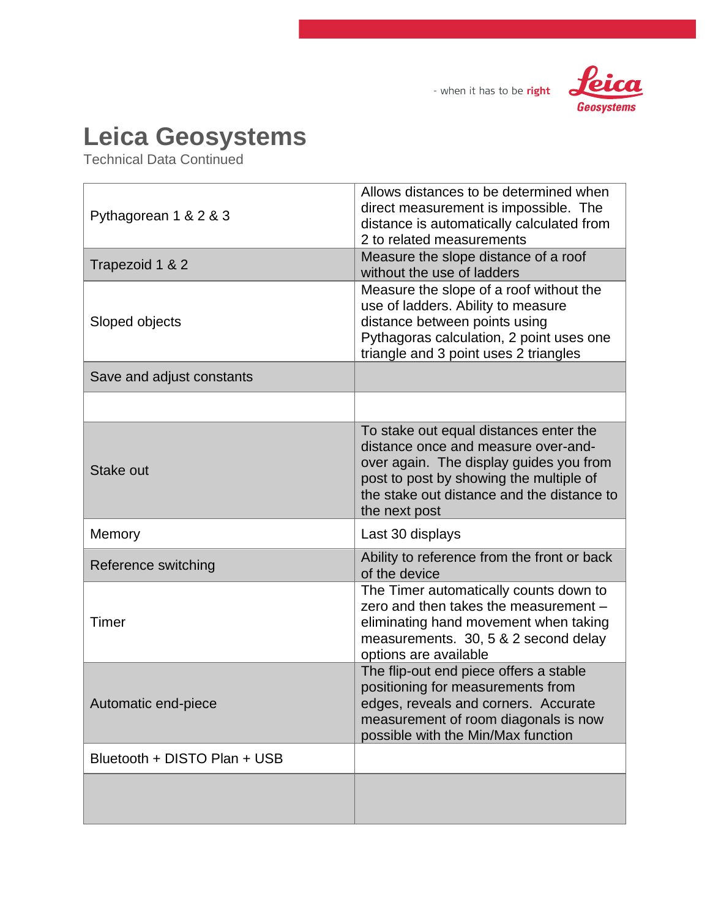- when it has to be **right**

# Leica Geosystems

Technical Data Continued

| | |
|---|---|
| Pythagorean 1 & 2 & 3 | Allows distances to be determined when direct measurement is impossible. The distance is automatically calculated from 2 to related measurements |
| Trapezoid 1 & 2 | Measure the slope distance of a roof without the use of ladders |
| Sloped objects | Measure the slope of a roof without the use of ladders. Ability to measure distance between points using Pythagoras calculation, 2 point uses one triangle and 3 point uses 2 triangles |
| Save and adjust constants | |
| | |
| Stake out | To stake out equal distances enter the distance once and measure over-and-over again. The display guides you from post to post by showing the multiple of the stake out distance and the distance to the next post |
| Memory | Last 30 displays |
| Reference switching | Ability to reference from the front or back of the device |
| Timer | The Timer automatically counts down to zero and then takes the measurement – eliminating hand movement when taking measurements. 30, 5 & 2 second delay options are available |
| Automatic end-piece | The flip-out end piece offers a stable positioning for measurements from edges, reveals and corners. Accurate measurement of room diagonals is now possible with the Min/Max function |
| Bluetooth + DISTO Plan + USB | |
| | |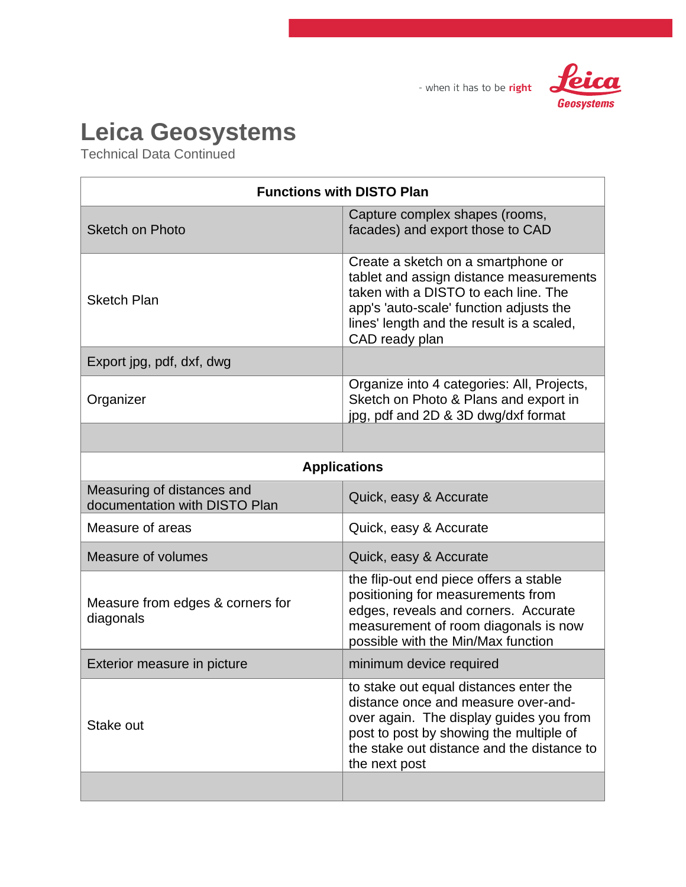# Leica Geosystems

Technical Data Continued

| Functions with DISTO Plan | |
|---|---|
| Sketch on Photo | Capture complex shapes (rooms, facades) and export those to CAD |
| Sketch Plan | Create a sketch on a smartphone or tablet and assign distance measurements taken with a DISTO to each line. The app's 'auto-scale' function adjusts the lines' length and the result is a scaled, CAD ready plan |
| Export jpg, pdf, dxf, dwg | |
| Organizer | Organize into 4 categories: All, Projects, Sketch on Photo & Plans and export in jpg, pdf and 2D & 3D dwg/dxf format |
| | |
| **Applications** | |
| Measuring of distances and documentation with DISTO Plan | Quick, easy & Accurate |
| Measure of areas | Quick, easy & Accurate |
| Measure of volumes | Quick, easy & Accurate |
| Measure from edges & corners for diagonals | the flip-out end piece offers a stable positioning for measurements from edges, reveals and corners. Accurate measurement of room diagonals is now possible with the Min/Max function |
| Exterior measure in picture | minimum device required |
| Stake out | to stake out equal distances enter the distance once and measure over-and-over again. The display guides you from post to post by showing the multiple of the stake out distance and the distance to the next post |
| | |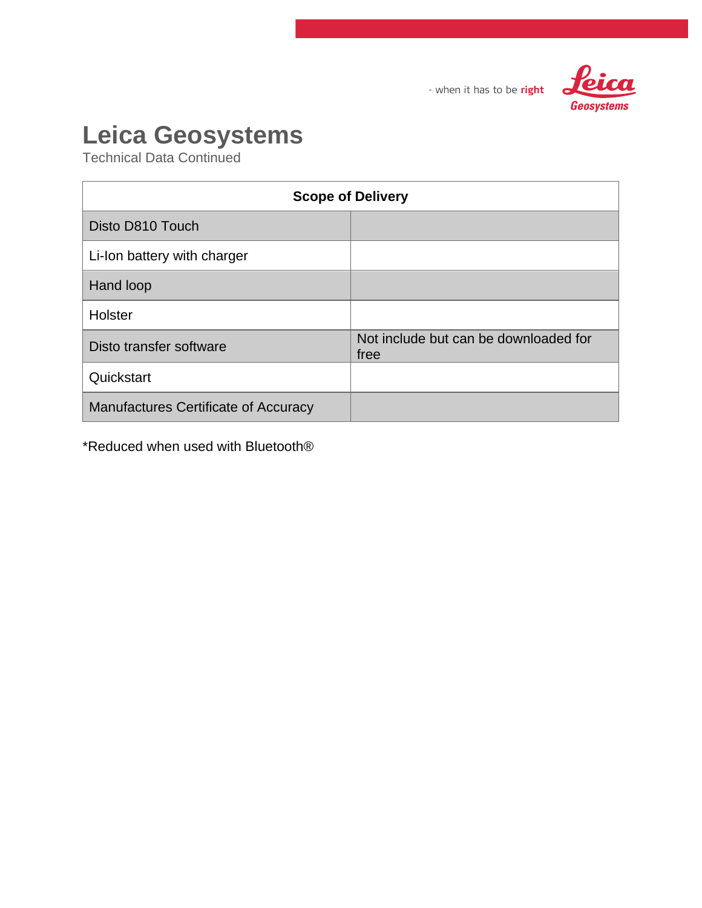# Leica Geosystems

Technical Data Continued

| Scope of Delivery | |
|---|---|
| Disto D810 Touch | |
| Li-Ion battery with charger | |
| Hand loop | |
| Holster | |
| Disto transfer software | Not include but can be downloaded for free |
| Quickstart | |
| Manufactures Certificate of Accuracy | |

*Reduced when used with Bluetooth®